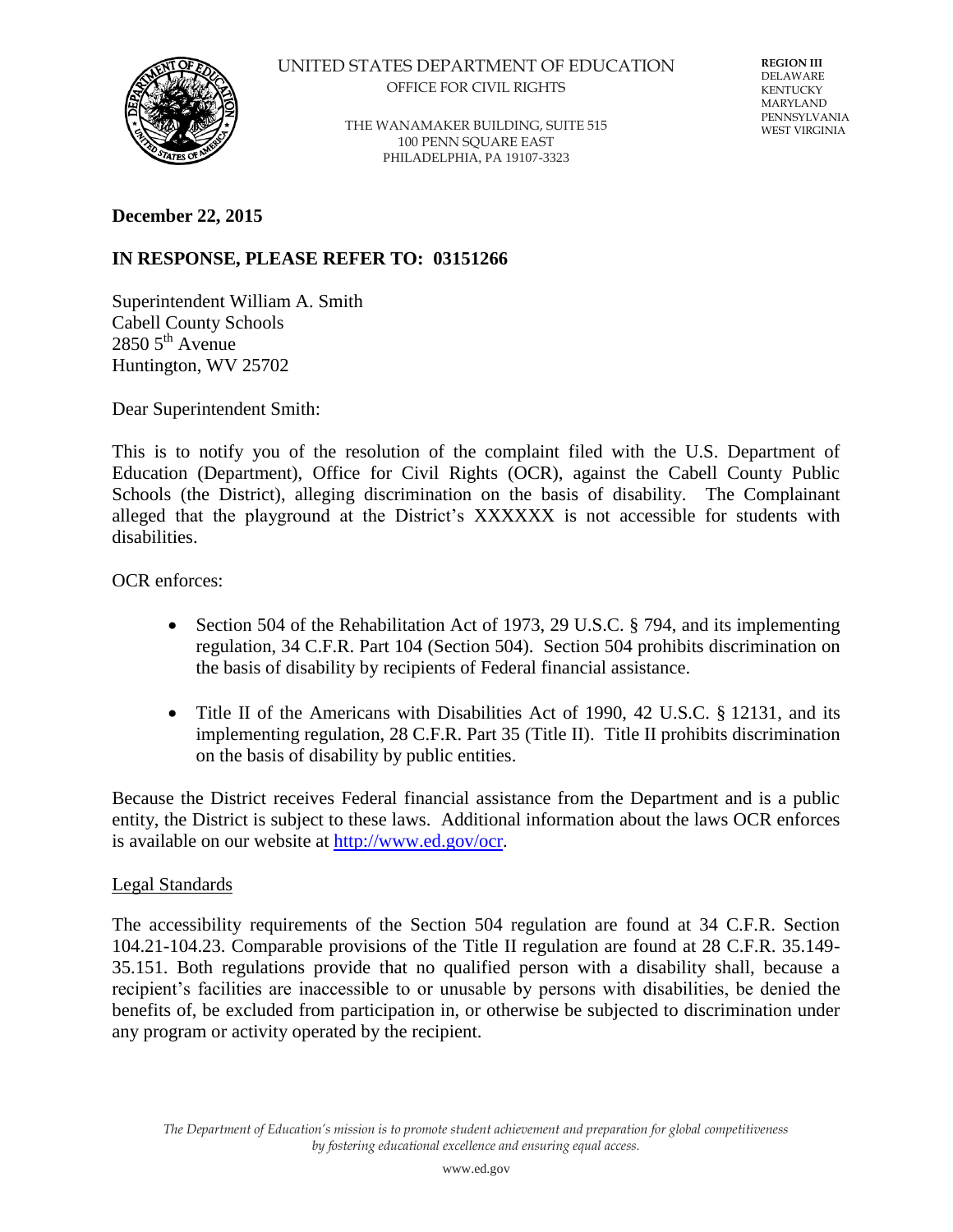UNITED STATES DEPARTMENT OF EDUCATION
OFFICE FOR CIVIL RIGHTS

THE WANAMAKER BUILDING, SUITE 515
100 PENN SQUARE EAST
PHILADELPHIA, PA 19107-3323

**REGION III**
DELAWARE
KENTUCKY
MARYLAND
PENNSYLVANIA
WEST VIRGINIA

**December 22, 2015**

**IN RESPONSE, PLEASE REFER TO: 03151266**

Superintendent William A. Smith
Cabell County Schools
2850 5th Avenue
Huntington, WV 25702

Dear Superintendent Smith:

This is to notify you of the resolution of the complaint filed with the U.S. Department of Education (Department), Office for Civil Rights (OCR), against the Cabell County Public Schools (the District), alleging discrimination on the basis of disability. The Complainant alleged that the playground at the District's XXXXXX is not accessible for students with disabilities.

OCR enforces:

- Section 504 of the Rehabilitation Act of 1973, 29 U.S.C. § 794, and its implementing regulation, 34 C.F.R. Part 104 (Section 504). Section 504 prohibits discrimination on the basis of disability by recipients of Federal financial assistance.
- Title II of the Americans with Disabilities Act of 1990, 42 U.S.C. § 12131, and its implementing regulation, 28 C.F.R. Part 35 (Title II). Title II prohibits discrimination on the basis of disability by public entities.

Because the District receives Federal financial assistance from the Department and is a public entity, the District is subject to these laws. Additional information about the laws OCR enforces is available on our website at http://www.ed.gov/ocr.

Legal Standards

The accessibility requirements of the Section 504 regulation are found at 34 C.F.R. Section 104.21-104.23. Comparable provisions of the Title II regulation are found at 28 C.F.R. 35.149-35.151. Both regulations provide that no qualified person with a disability shall, because a recipient's facilities are inaccessible to or unusable by persons with disabilities, be denied the benefits of, be excluded from participation in, or otherwise be subjected to discrimination under any program or activity operated by the recipient.

*The Department of Education's mission is to promote student achievement and preparation for global competitiveness by fostering educational excellence and ensuring equal access.*

www.ed.gov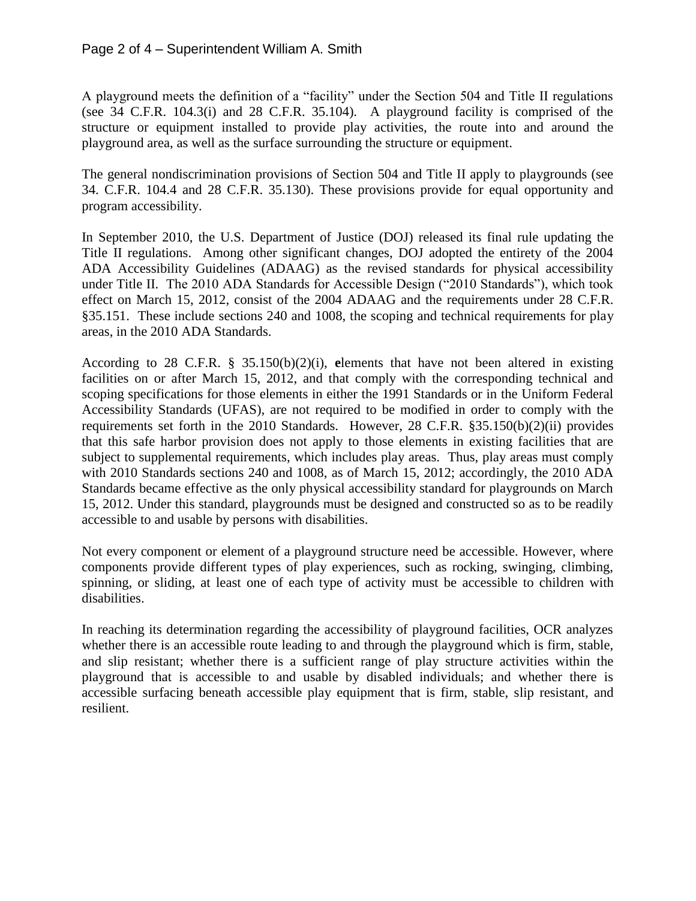A playground meets the definition of a "facility" under the Section 504 and Title II regulations (see 34 C.F.R. 104.3(i) and 28 C.F.R. 35.104). A playground facility is comprised of the structure or equipment installed to provide play activities, the route into and around the playground area, as well as the surface surrounding the structure or equipment.

The general nondiscrimination provisions of Section 504 and Title II apply to playgrounds (see 34. C.F.R. 104.4 and 28 C.F.R. 35.130). These provisions provide for equal opportunity and program accessibility.

In September 2010, the U.S. Department of Justice (DOJ) released its final rule updating the Title II regulations. Among other significant changes, DOJ adopted the entirety of the 2004 ADA Accessibility Guidelines (ADAAG) as the revised standards for physical accessibility under Title II. The 2010 ADA Standards for Accessible Design ("2010 Standards"), which took effect on March 15, 2012, consist of the 2004 ADAAG and the requirements under 28 C.F.R. §35.151. These include sections 240 and 1008, the scoping and technical requirements for play areas, in the 2010 ADA Standards.

According to 28 C.F.R. § 35.150(b)(2)(i), **e**lements that have not been altered in existing facilities on or after March 15, 2012, and that comply with the corresponding technical and scoping specifications for those elements in either the 1991 Standards or in the Uniform Federal Accessibility Standards (UFAS), are not required to be modified in order to comply with the requirements set forth in the 2010 Standards. However, 28 C.F.R. §35.150(b)(2)(ii) provides that this safe harbor provision does not apply to those elements in existing facilities that are subject to supplemental requirements, which includes play areas. Thus, play areas must comply with 2010 Standards sections 240 and 1008, as of March 15, 2012; accordingly, the 2010 ADA Standards became effective as the only physical accessibility standard for playgrounds on March 15, 2012. Under this standard, playgrounds must be designed and constructed so as to be readily accessible to and usable by persons with disabilities.

Not every component or element of a playground structure need be accessible. However, where components provide different types of play experiences, such as rocking, swinging, climbing, spinning, or sliding, at least one of each type of activity must be accessible to children with disabilities.

In reaching its determination regarding the accessibility of playground facilities, OCR analyzes whether there is an accessible route leading to and through the playground which is firm, stable, and slip resistant; whether there is a sufficient range of play structure activities within the playground that is accessible to and usable by disabled individuals; and whether there is accessible surfacing beneath accessible play equipment that is firm, stable, slip resistant, and resilient.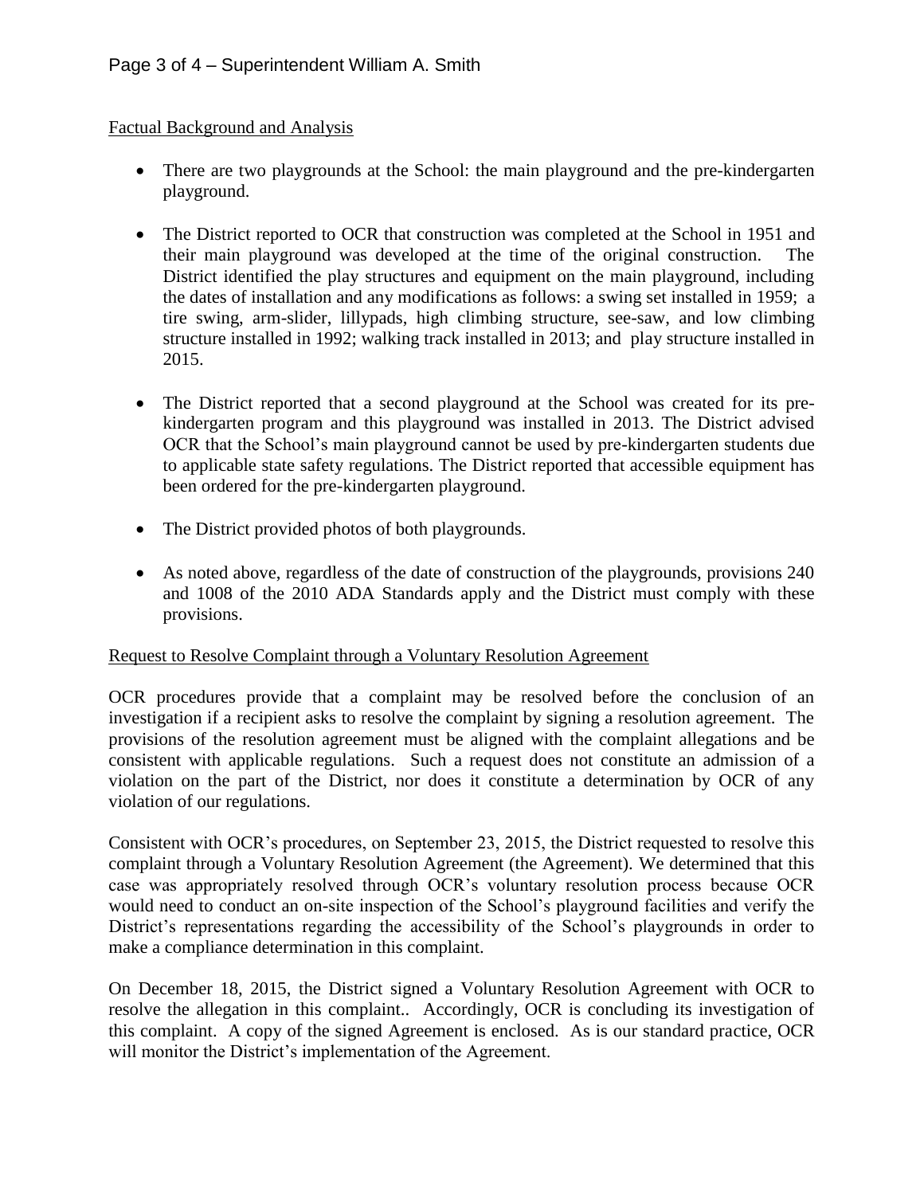Factual Background and Analysis

- There are two playgrounds at the School: the main playground and the pre-kindergarten playground.

- The District reported to OCR that construction was completed at the School in 1951 and their main playground was developed at the time of the original construction. The District identified the play structures and equipment on the main playground, including the dates of installation and any modifications as follows: a swing set installed in 1959; a tire swing, arm-slider, lillypads, high climbing structure, see-saw, and low climbing structure installed in 1992; walking track installed in 2013; and play structure installed in 2015.

- The District reported that a second playground at the School was created for its pre-kindergarten program and this playground was installed in 2013. The District advised OCR that the School's main playground cannot be used by pre-kindergarten students due to applicable state safety regulations. The District reported that accessible equipment has been ordered for the pre-kindergarten playground.

- The District provided photos of both playgrounds.

- As noted above, regardless of the date of construction of the playgrounds, provisions 240 and 1008 of the 2010 ADA Standards apply and the District must comply with these provisions.

Request to Resolve Complaint through a Voluntary Resolution Agreement

OCR procedures provide that a complaint may be resolved before the conclusion of an investigation if a recipient asks to resolve the complaint by signing a resolution agreement. The provisions of the resolution agreement must be aligned with the complaint allegations and be consistent with applicable regulations. Such a request does not constitute an admission of a violation on the part of the District, nor does it constitute a determination by OCR of any violation of our regulations.

Consistent with OCR's procedures, on September 23, 2015, the District requested to resolve this complaint through a Voluntary Resolution Agreement (the Agreement). We determined that this case was appropriately resolved through OCR's voluntary resolution process because OCR would need to conduct an on-site inspection of the School's playground facilities and verify the District's representations regarding the accessibility of the School's playgrounds in order to make a compliance determination in this complaint.

On December 18, 2015, the District signed a Voluntary Resolution Agreement with OCR to resolve the allegation in this complaint.. Accordingly, OCR is concluding its investigation of this complaint. A copy of the signed Agreement is enclosed. As is our standard practice, OCR will monitor the District's implementation of the Agreement.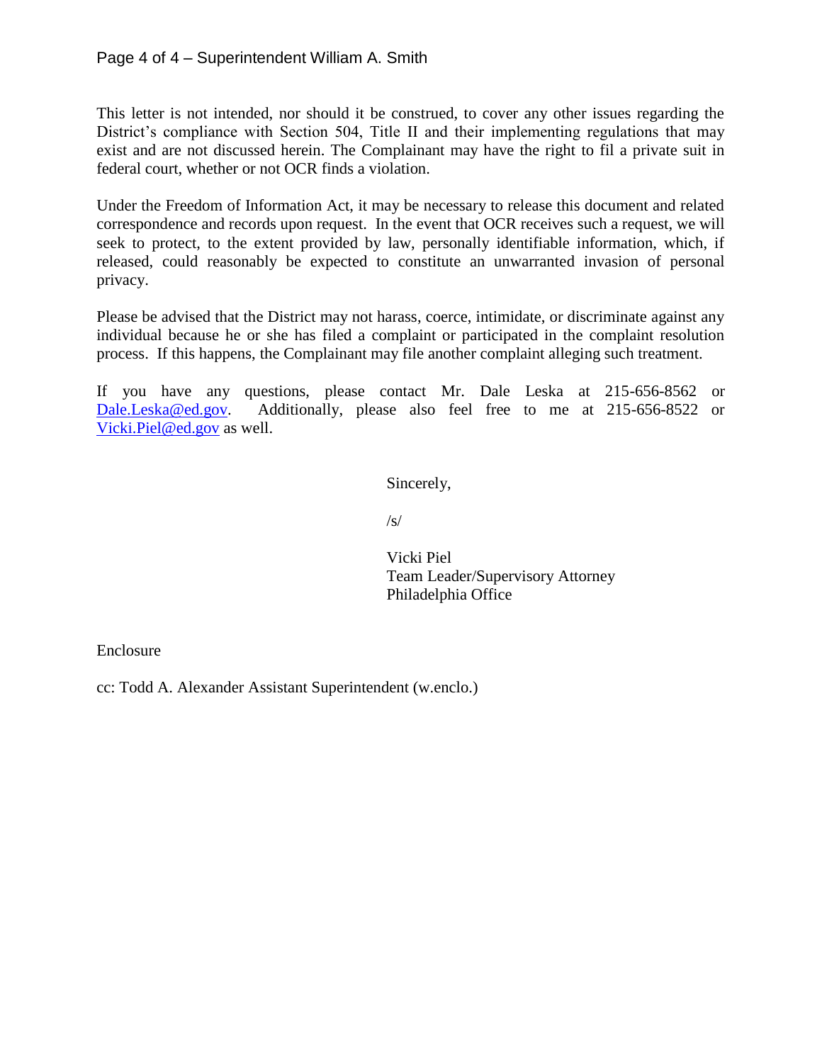This letter is not intended, nor should it be construed, to cover any other issues regarding the District's compliance with Section 504, Title II and their implementing regulations that may exist and are not discussed herein. The Complainant may have the right to fil a private suit in federal court, whether or not OCR finds a violation.

Under the Freedom of Information Act, it may be necessary to release this document and related correspondence and records upon request. In the event that OCR receives such a request, we will seek to protect, to the extent provided by law, personally identifiable information, which, if released, could reasonably be expected to constitute an unwarranted invasion of personal privacy.

Please be advised that the District may not harass, coerce, intimidate, or discriminate against any individual because he or she has filed a complaint or participated in the complaint resolution process. If this happens, the Complainant may file another complaint alleging such treatment.

If you have any questions, please contact Mr. Dale Leska at 215-656-8562 or Dale.Leska@ed.gov. Additionally, please also feel free to me at 215-656-8522 or Vicki.Piel@ed.gov as well.

Sincerely,

/s/

Vicki Piel
Team Leader/Supervisory Attorney
Philadelphia Office

Enclosure

cc: Todd A. Alexander Assistant Superintendent (w.enclo.)